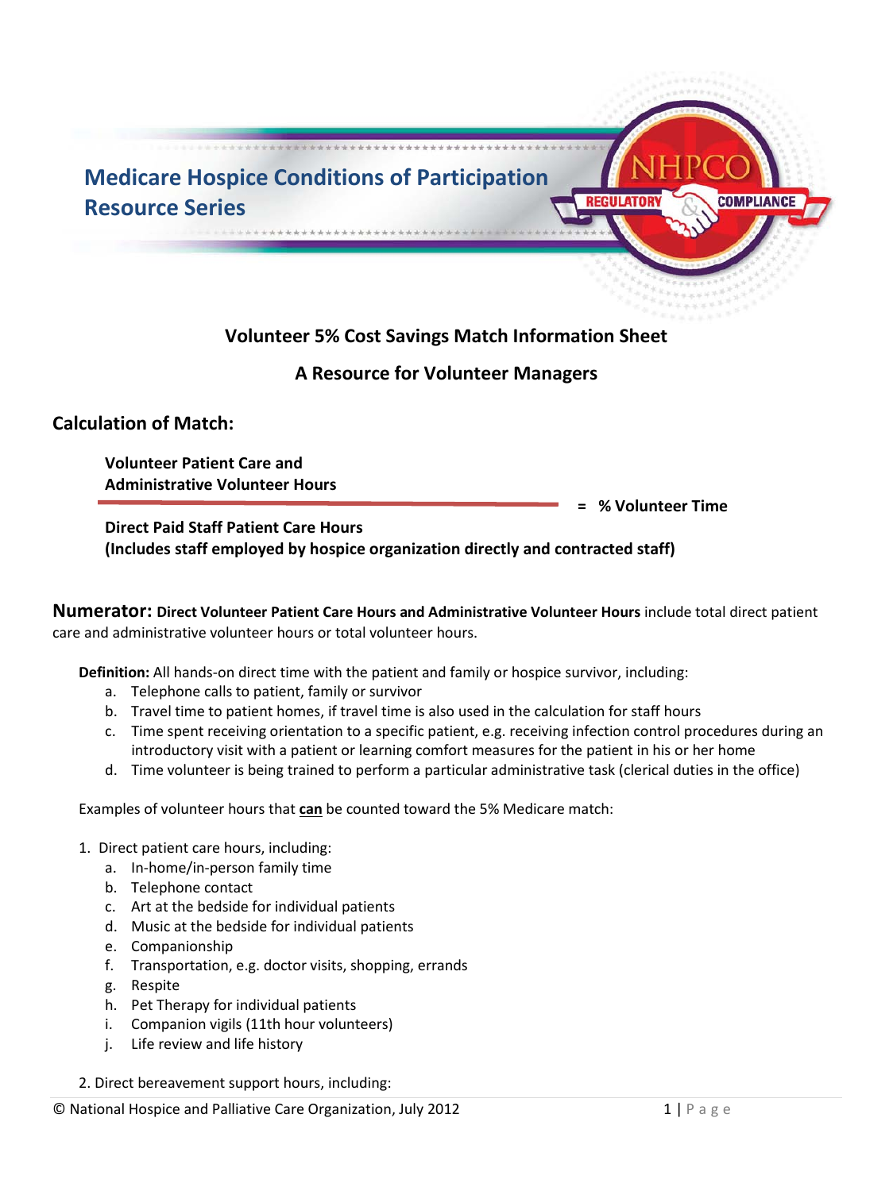# Medicare Hospice Conditions of Participation Resource Series

NHPCO REGULATORY & COMPLIANCE

## Volunteer 5% Cost Savings Match Information Sheet

## A Resource for Volunteer Managers

### Calculation of Match:

$$\frac{\text{Volunteer Patient Care and Administrative Volunteer Hours}}{\text{Direct Paid Staff Patient Care Hours (Includes staff employed by hospice organization directly and contracted staff)}} = \text{\% Volunteer Time}$$

**Numerator:** **Direct Volunteer Patient Care Hours and Administrative Volunteer Hours** include total direct patient care and administrative volunteer hours or total volunteer hours.

**Definition:** All hands-on direct time with the patient and family or hospice survivor, including:

a. Telephone calls to patient, family or survivor
b. Travel time to patient homes, if travel time is also used in the calculation for staff hours
c. Time spent receiving orientation to a specific patient, e.g. receiving infection control procedures during an introductory visit with a patient or learning comfort measures for the patient in his or her home
d. Time volunteer is being trained to perform a particular administrative task (clerical duties in the office)

Examples of volunteer hours that **can** be counted toward the 5% Medicare match:

1. Direct patient care hours, including:
   a. In-home/in-person family time
   b. Telephone contact
   c. Art at the bedside for individual patients
   d. Music at the bedside for individual patients
   e. Companionship
   f. Transportation, e.g. doctor visits, shopping, errands
   g. Respite
   h. Pet Therapy for individual patients
   i. Companion vigils (11th hour volunteers)
   j. Life review and life history

2. Direct bereavement support hours, including:

© National Hospice and Palliative Care Organization, July 2012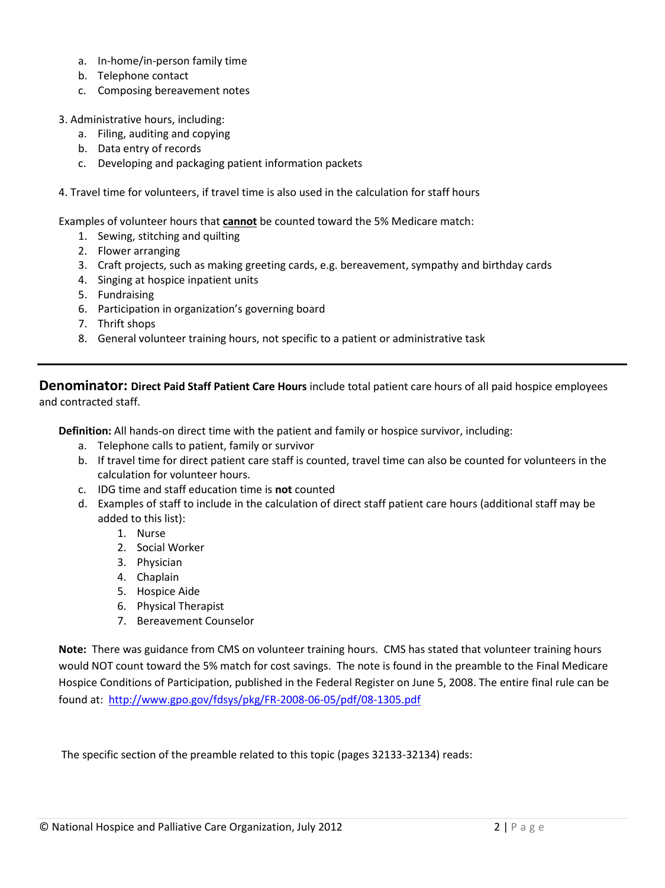a. In-home/in-person family time
b. Telephone contact
c. Composing bereavement notes

3. Administrative hours, including:
   a. Filing, auditing and copying
   b. Data entry of records
   c. Developing and packaging patient information packets

4. Travel time for volunteers, if travel time is also used in the calculation for staff hours

Examples of volunteer hours that **cannot** be counted toward the 5% Medicare match:

1. Sewing, stitching and quilting
2. Flower arranging
3. Craft projects, such as making greeting cards, e.g. bereavement, sympathy and birthday cards
4. Singing at hospice inpatient units
5. Fundraising
6. Participation in organization's governing board
7. Thrift shops
8. General volunteer training hours, not specific to a patient or administrative task

---

**Denominator: Direct Paid Staff Patient Care Hours** include total patient care hours of all paid hospice employees and contracted staff.

**Definition:** All hands-on direct time with the patient and family or hospice survivor, including:

a. Telephone calls to patient, family or survivor
b. If travel time for direct patient care staff is counted, travel time can also be counted for volunteers in the calculation for volunteer hours.
c. IDG time and staff education time is **not** counted
d. Examples of staff to include in the calculation of direct staff patient care hours (additional staff may be added to this list):
   1. Nurse
   2. Social Worker
   3. Physician
   4. Chaplain
   5. Hospice Aide
   6. Physical Therapist
   7. Bereavement Counselor

**Note:** There was guidance from CMS on volunteer training hours. CMS has stated that volunteer training hours would NOT count toward the 5% match for cost savings. The note is found in the preamble to the Final Medicare Hospice Conditions of Participation, published in the Federal Register on June 5, 2008. The entire final rule can be found at: http://www.gpo.gov/fdsys/pkg/FR-2008-06-05/pdf/08-1305.pdf

The specific section of the preamble related to this topic (pages 32133-32134) reads: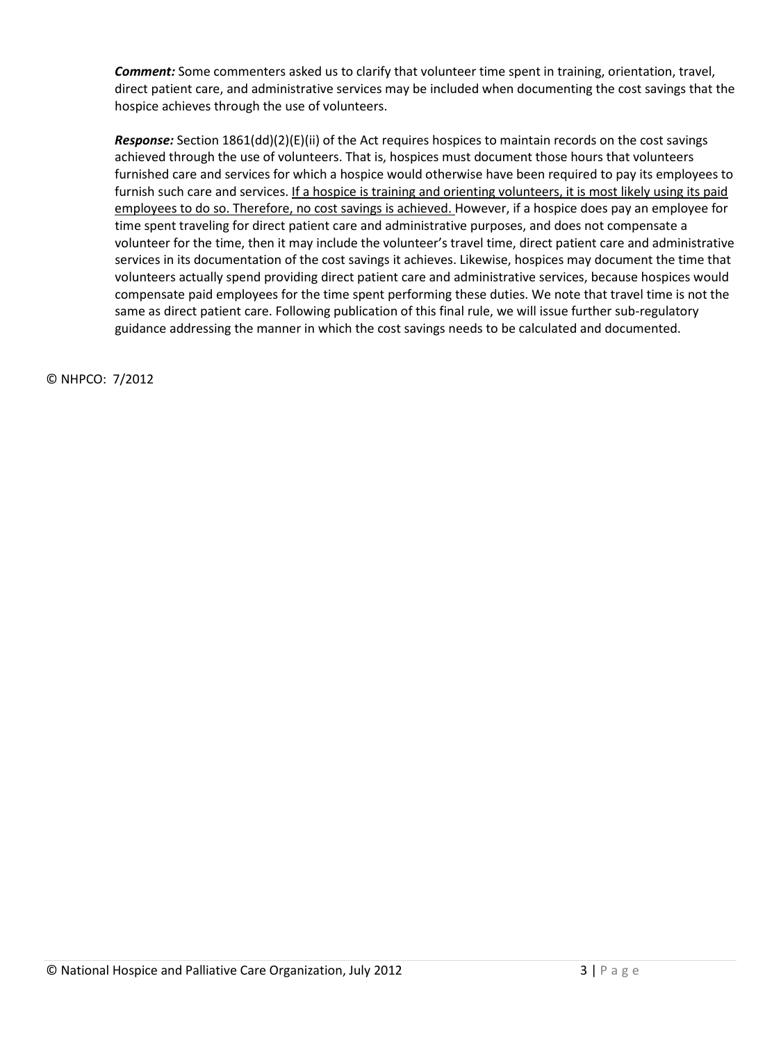***Comment:*** Some commenters asked us to clarify that volunteer time spent in training, orientation, travel, direct patient care, and administrative services may be included when documenting the cost savings that the hospice achieves through the use of volunteers.

***Response:*** Section 1861(dd)(2)(E)(ii) of the Act requires hospices to maintain records on the cost savings achieved through the use of volunteers. That is, hospices must document those hours that volunteers furnished care and services for which a hospice would otherwise have been required to pay its employees to furnish such care and services. <u>If a hospice is training and orienting volunteers, it is most likely using its paid employees to do so. Therefore, no cost savings is achieved.</u> However, if a hospice does pay an employee for time spent traveling for direct patient care and administrative purposes, and does not compensate a volunteer for the time, then it may include the volunteer's travel time, direct patient care and administrative services in its documentation of the cost savings it achieves. Likewise, hospices may document the time that volunteers actually spend providing direct patient care and administrative services, because hospices would compensate paid employees for the time spent performing these duties. We note that travel time is not the same as direct patient care. Following publication of this final rule, we will issue further sub-regulatory guidance addressing the manner in which the cost savings needs to be calculated and documented.

© NHPCO: 7/2012